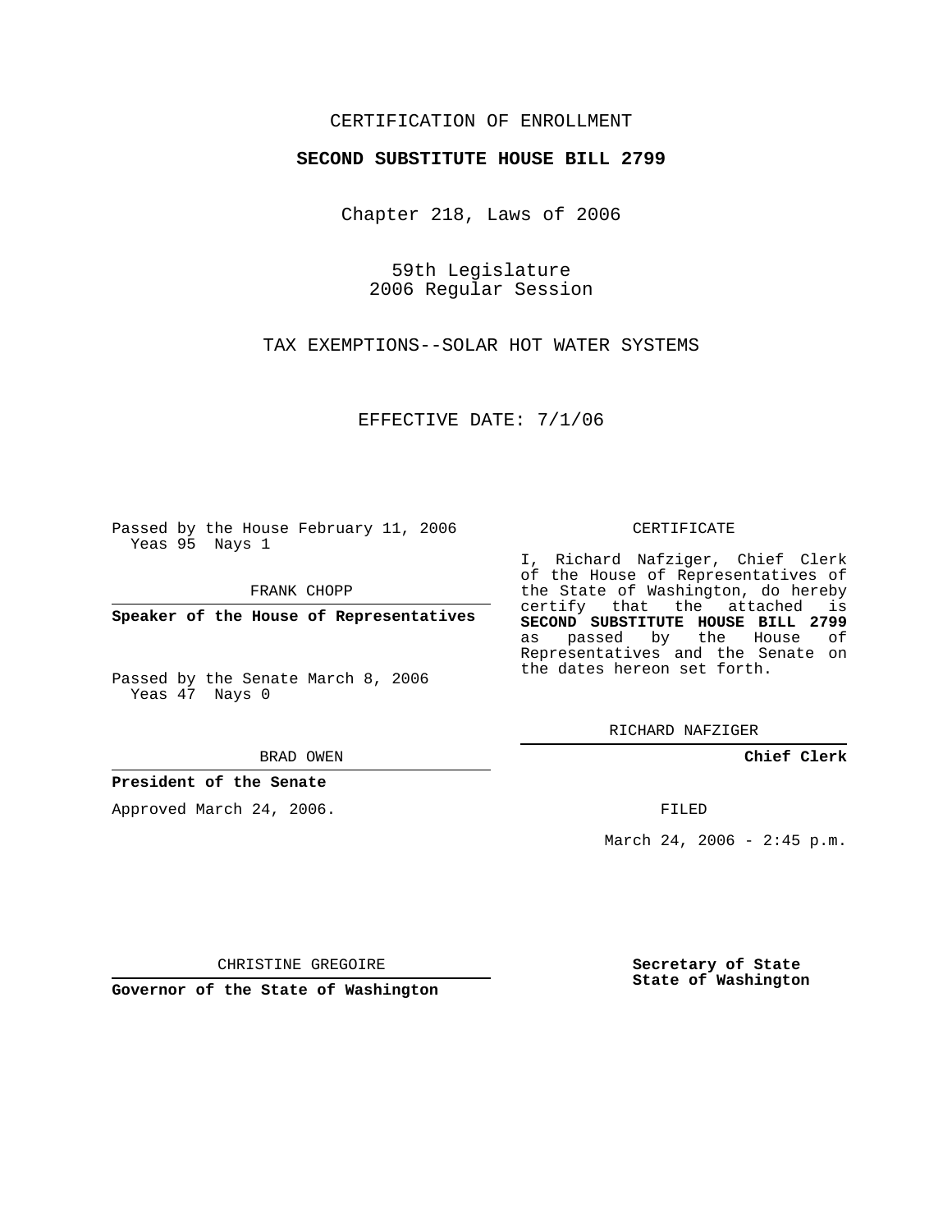CERTIFICATION OF ENROLLMENT

**SECOND SUBSTITUTE HOUSE BILL 2799**

Chapter 218, Laws of 2006

59th Legislature
2006 Regular Session

TAX EXEMPTIONS--SOLAR HOT WATER SYSTEMS

EFFECTIVE DATE: 7/1/06

Passed by the House February 11, 2006
Yeas 95 Nays 1

FRANK CHOPP

**Speaker of the House of Representatives**

Passed by the Senate March 8, 2006
Yeas 47 Nays 0

BRAD OWEN

**President of the Senate**

Approved March 24, 2006.

CHRISTINE GREGOIRE

**Governor of the State of Washington**

CERTIFICATE

I, Richard Nafziger, Chief Clerk of the House of Representatives of the State of Washington, do hereby certify that the attached is **SECOND SUBSTITUTE HOUSE BILL 2799** as passed by the House of Representatives and the Senate on the dates hereon set forth.

RICHARD NAFZIGER

**Chief Clerk**

FILED

March 24, 2006 - 2:45 p.m.

**Secretary of State**
**State of Washington**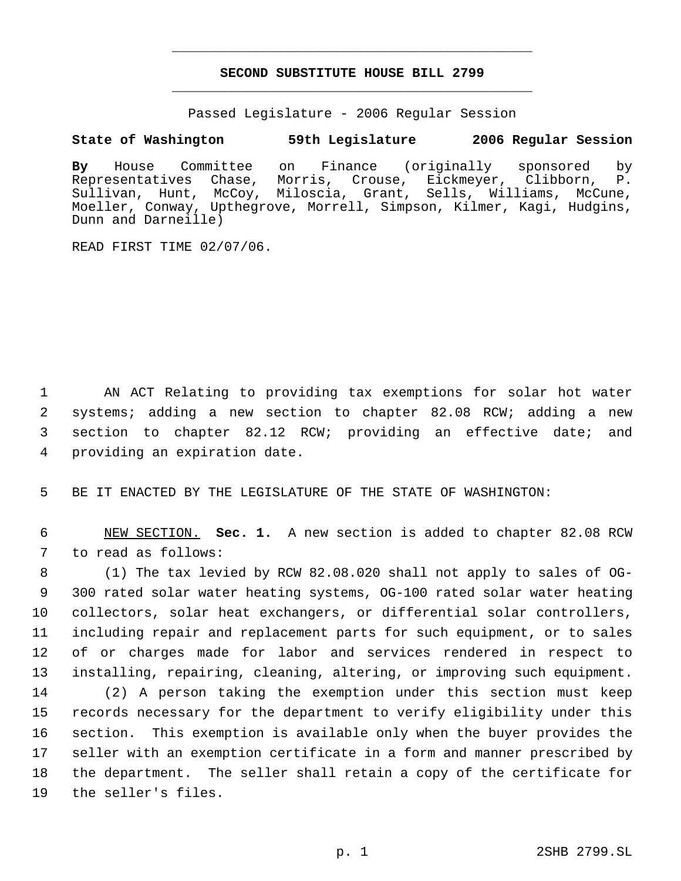# SECOND SUBSTITUTE HOUSE BILL 2799

Passed Legislature - 2006 Regular Session

**State of Washington 59th Legislature 2006 Regular Session**

**By** House Committee on Finance (originally sponsored by Representatives Chase, Morris, Crouse, Eickmeyer, Clibborn, P. Sullivan, Hunt, McCoy, Miloscia, Grant, Sells, Williams, McCune, Moeller, Conway, Upthegrove, Morrell, Simpson, Kilmer, Kagi, Hudgins, Dunn and Darneille)

READ FIRST TIME 02/07/06.

1 AN ACT Relating to providing tax exemptions for solar hot water
2 systems; adding a new section to chapter 82.08 RCW; adding a new
3 section to chapter 82.12 RCW; providing an effective date; and
4 providing an expiration date.

5 BE IT ENACTED BY THE LEGISLATURE OF THE STATE OF WASHINGTON:

6 NEW SECTION. **Sec. 1.** A new section is added to chapter 82.08 RCW
7 to read as follows:

8 (1) The tax levied by RCW 82.08.020 shall not apply to sales of OG-
9 300 rated solar water heating systems, OG-100 rated solar water heating
10 collectors, solar heat exchangers, or differential solar controllers,
11 including repair and replacement parts for such equipment, or to sales
12 of or charges made for labor and services rendered in respect to
13 installing, repairing, cleaning, altering, or improving such equipment.

14 (2) A person taking the exemption under this section must keep
15 records necessary for the department to verify eligibility under this
16 section. This exemption is available only when the buyer provides the
17 seller with an exemption certificate in a form and manner prescribed by
18 the department. The seller shall retain a copy of the certificate for
19 the seller's files.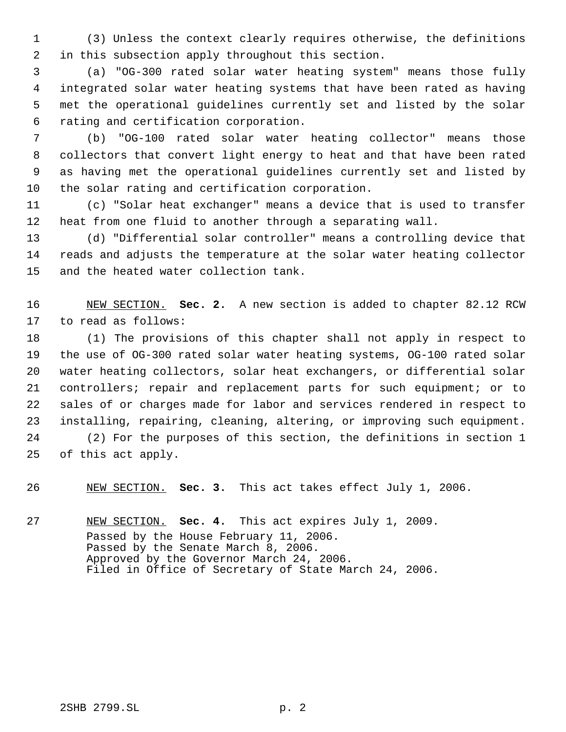(3) Unless the context clearly requires otherwise, the definitions in this subsection apply throughout this section.

(a) "OG-300 rated solar water heating system" means those fully integrated solar water heating systems that have been rated as having met the operational guidelines currently set and listed by the solar rating and certification corporation.

(b) "OG-100 rated solar water heating collector" means those collectors that convert light energy to heat and that have been rated as having met the operational guidelines currently set and listed by the solar rating and certification corporation.

(c) "Solar heat exchanger" means a device that is used to transfer heat from one fluid to another through a separating wall.

(d) "Differential solar controller" means a controlling device that reads and adjusts the temperature at the solar water heating collector and the heated water collection tank.

NEW SECTION. **Sec. 2.** A new section is added to chapter 82.12 RCW to read as follows:

(1) The provisions of this chapter shall not apply in respect to the use of OG-300 rated solar water heating systems, OG-100 rated solar water heating collectors, solar heat exchangers, or differential solar controllers; repair and replacement parts for such equipment; or to sales of or charges made for labor and services rendered in respect to installing, repairing, cleaning, altering, or improving such equipment.

(2) For the purposes of this section, the definitions in section 1 of this act apply.

NEW SECTION. **Sec. 3.** This act takes effect July 1, 2006.

NEW SECTION. **Sec. 4.** This act expires July 1, 2009.

Passed by the House February 11, 2006.
Passed by the Senate March 8, 2006.
Approved by the Governor March 24, 2006.
Filed in Office of Secretary of State March 24, 2006.